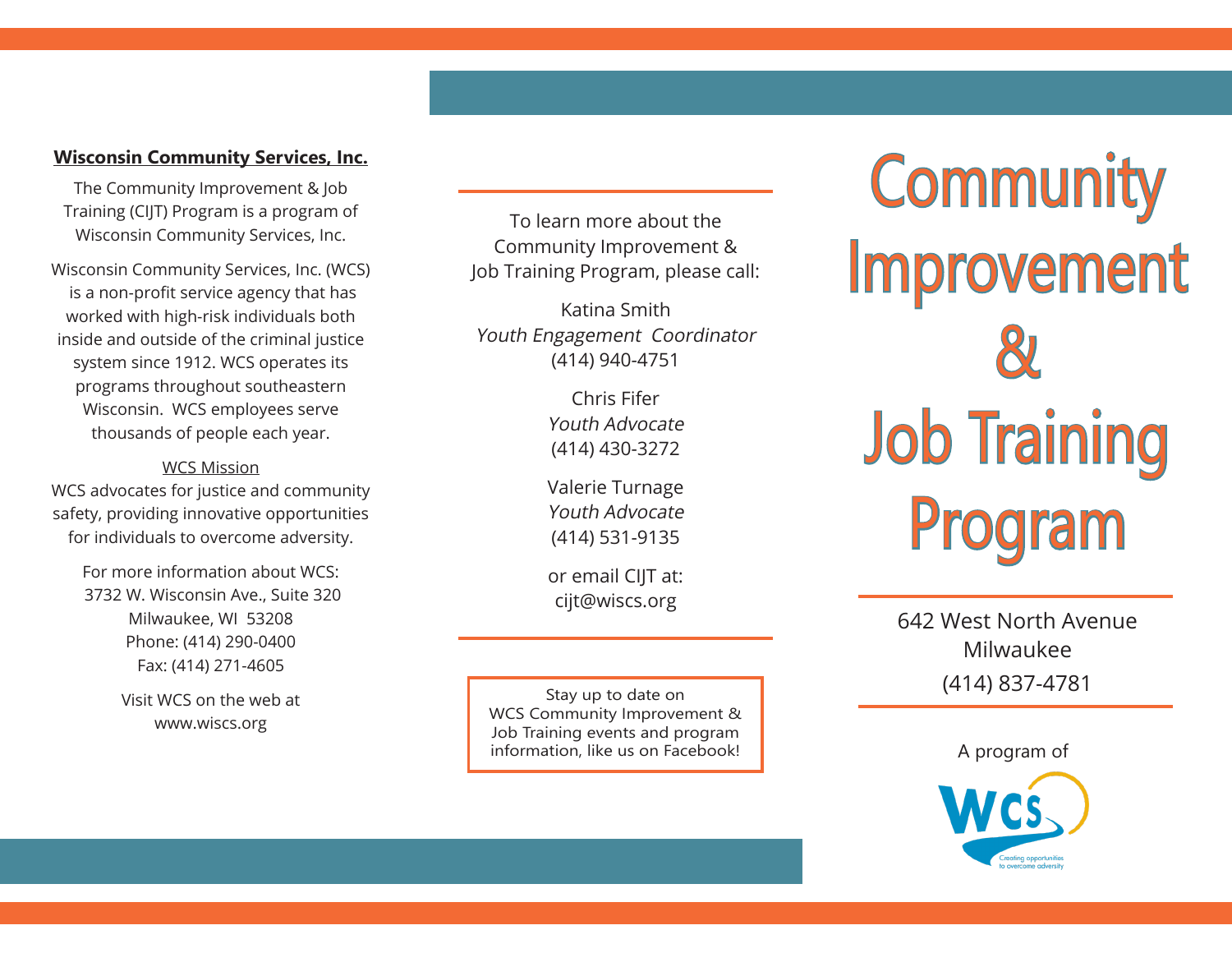## Wisconsin Community Services, Inc.

The Community Improvement & Job Training (CIJT) Program is a program of Wisconsin Community Services, Inc.

Wisconsin Community Services, Inc. (WCS) is a non-profit service agency that has worked with high-risk individuals both inside and outside of the criminal justice system since 1912. WCS operates its programs throughout southeastern Wisconsin. WCS employees serve thousands of people each year.

WCS Mission

WCS advocates for justice and community safety, providing innovative opportunities for individuals to overcome adversity.

For more information about WCS:
3732 W. Wisconsin Ave., Suite 320
Milwaukee, WI 53208
Phone: (414) 290-0400
Fax: (414) 271-4605

Visit WCS on the web at
www.wiscs.org

---

To learn more about the Community Improvement & Job Training Program, please call:

Katina Smith
*Youth Engagement Coordinator*
(414) 940-4751

Chris Fifer
*Youth Advocate*
(414) 430-3272

Valerie Turnage
*Youth Advocate*
(414) 531-9135

or email CIJT at:
cijt@wiscs.org

---

Stay up to date on WCS Community Improvement & Job Training events and program information, like us on Facebook!

# Community Improvement & Job Training Program

642 West North Avenue
Milwaukee
(414) 837-4781

A program of

WCS
Creating opportunities to overcome adversity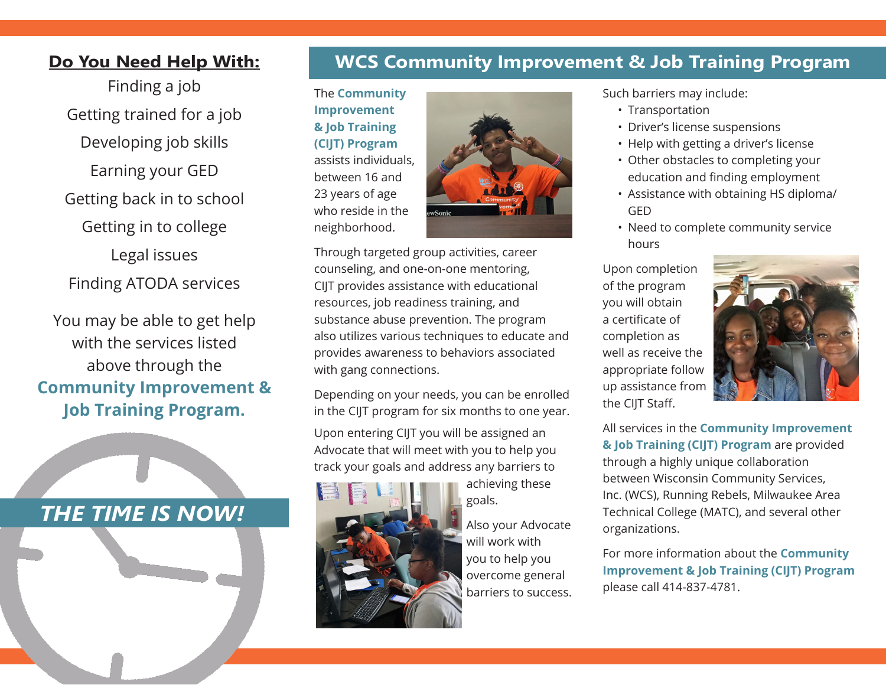## Do You Need Help With:

Finding a job

Getting trained for a job

Developing job skills

Earning your GED

Getting back in to school

Getting in to college

Legal issues

Finding ATODA services

You may be able to get help with the services listed above through the **Community Improvement & Job Training Program.**

*THE TIME IS NOW!*

# WCS Community Improvement & Job Training Program

The **Community Improvement & Job Training (CIJT) Program** assists individuals, between 16 and 23 years of age who reside in the neighborhood.

Through targeted group activities, career counseling, and one-on-one mentoring, CIJT provides assistance with educational resources, job readiness training, and substance abuse prevention. The program also utilizes various techniques to educate and provides awareness to behaviors associated with gang connections.

Depending on your needs, you can be enrolled in the CIJT program for six months to one year.

Upon entering CIJT you will be assigned an Advocate that will meet with you to help you track your goals and address any barriers to achieving these goals.

Also your Advocate will work with you to help you overcome general barriers to success.

Such barriers may include:

- Transportation
- Driver's license suspensions
- Help with getting a driver's license
- Other obstacles to completing your education and finding employment
- Assistance with obtaining HS diploma/ GED
- Need to complete community service hours

Upon completion of the program you will obtain a certificate of completion as well as receive the appropriate follow up assistance from the CIJT Staff.

All services in the **Community Improvement & Job Training (CIJT) Program** are provided through a highly unique collaboration between Wisconsin Community Services, Inc. (WCS), Running Rebels, Milwaukee Area Technical College (MATC), and several other organizations.

For more information about the **Community Improvement & Job Training (CIJT) Program** please call 414-837-4781.